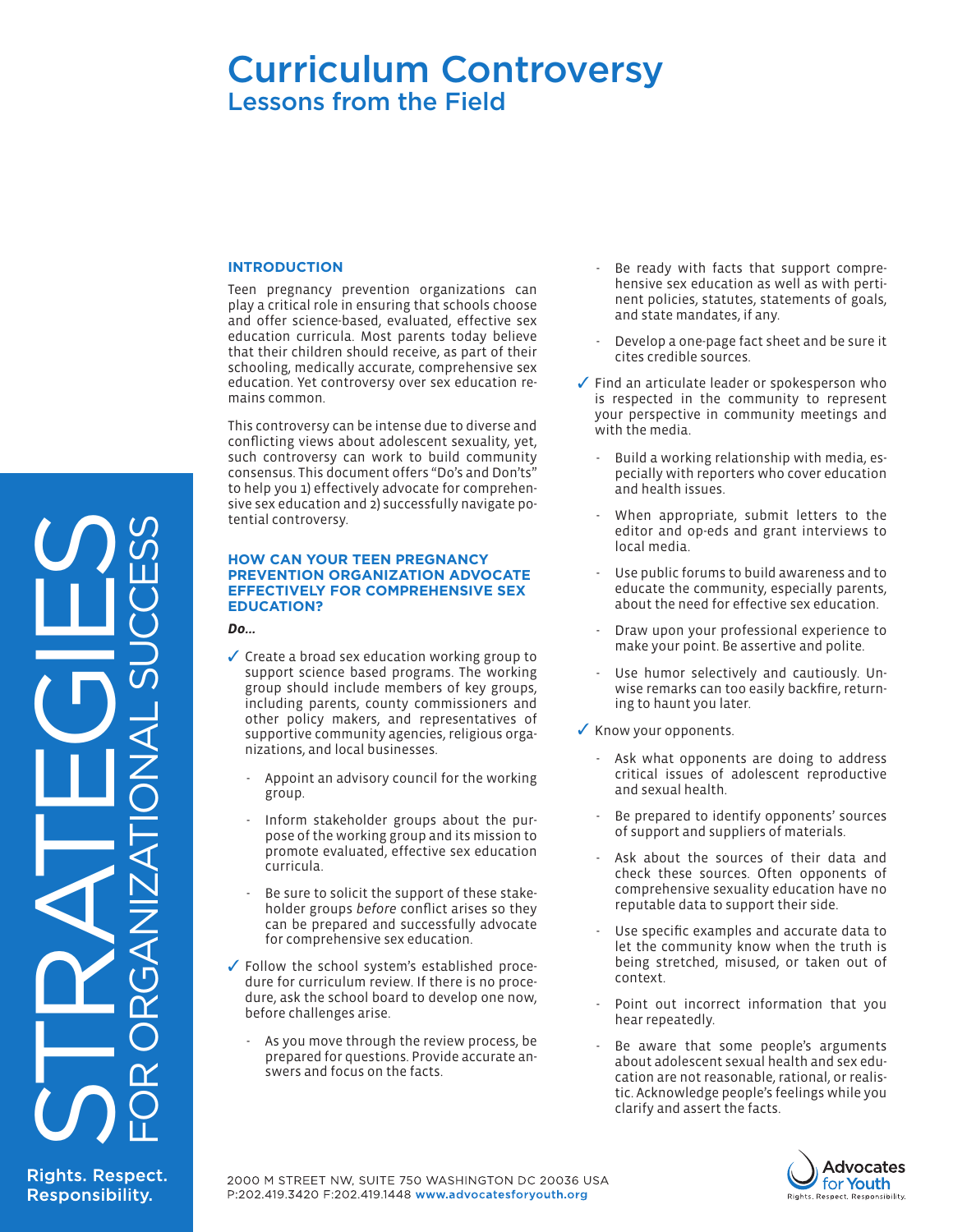# Curriculum Controversy

## Lessons from the Field

STRATEGIES FOR ORGANIZATIONAL SUCCESS

### INTRODUCTION

Teen pregnancy prevention organizations can play a critical role in ensuring that schools choose and offer science-based, evaluated, effective sex education curricula. Most parents today believe that their children should receive, as part of their schooling, medically accurate, comprehensive sex education. Yet controversy over sex education remains common.

This controversy can be intense due to diverse and conflicting views about adolescent sexuality, yet, such controversy can work to build community consensus. This document offers "Do's and Don'ts" to help you 1) effectively advocate for comprehensive sex education and 2) successfully navigate potential controversy.

### HOW CAN YOUR TEEN PREGNANCY PREVENTION ORGANIZATION ADVOCATE EFFECTIVELY FOR COMPREHENSIVE SEX EDUCATION?

***Do...***

- ✓ Create a broad sex education working group to support science based programs. The working group should include members of key groups, including parents, county commissioners and other policy makers, and representatives of supportive community agencies, religious organizations, and local businesses.
  - Appoint an advisory council for the working group.
  - Inform stakeholder groups about the purpose of the working group and its mission to promote evaluated, effective sex education curricula.
  - Be sure to solicit the support of these stakeholder groups *before* conflict arises so they can be prepared and successfully advocate for comprehensive sex education.
- ✓ Follow the school system's established procedure for curriculum review. If there is no procedure, ask the school board to develop one now, before challenges arise.
  - As you move through the review process, be prepared for questions. Provide accurate answers and focus on the facts.
  - Be ready with facts that support comprehensive sex education as well as with pertinent policies, statutes, statements of goals, and state mandates, if any.
  - Develop a one-page fact sheet and be sure it cites credible sources.
- ✓ Find an articulate leader or spokesperson who is respected in the community to represent your perspective in community meetings and with the media.
  - Build a working relationship with media, especially with reporters who cover education and health issues.
  - When appropriate, submit letters to the editor and op-eds and grant interviews to local media.
  - Use public forums to build awareness and to educate the community, especially parents, about the need for effective sex education.
  - Draw upon your professional experience to make your point. Be assertive and polite.
  - Use humor selectively and cautiously. Unwise remarks can too easily backfire, returning to haunt you later.
- ✓ Know your opponents.
  - Ask what opponents are doing to address critical issues of adolescent reproductive and sexual health.
  - Be prepared to identify opponents' sources of support and suppliers of materials.
  - Ask about the sources of their data and check these sources. Often opponents of comprehensive sexuality education have no reputable data to support their side.
  - Use specific examples and accurate data to let the community know when the truth is being stretched, misused, or taken out of context.
  - Point out incorrect information that you hear repeatedly.
  - Be aware that some people's arguments about adolescent sexual health and sex education are not reasonable, rational, or realistic. Acknowledge people's feelings while you clarify and assert the facts.

Rights. Respect. Responsibility.

2000 M STREET NW, SUITE 750 WASHINGTON DC 20036 USA
P:202.419.3420 F:202.419.1448 www.advocatesforyouth.org

Advocates for Youth
Rights. Respect. Responsibility.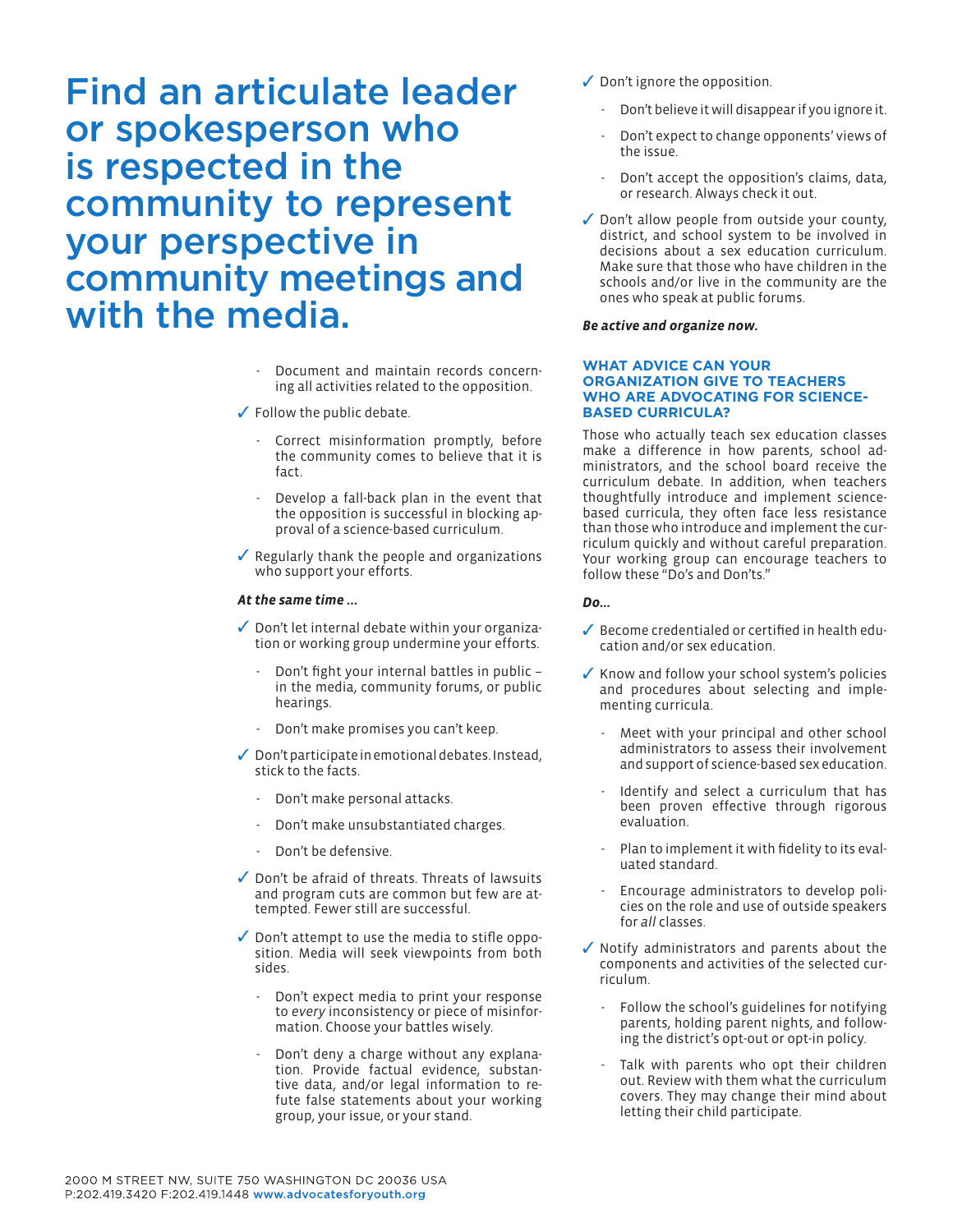> Find an articulate leader or spokesperson who is respected in the community to represent your perspective in community meetings and with the media.

- Document and maintain records concerning all activities related to the opposition.

✓ Follow the public debate.

- Correct misinformation promptly, before the community comes to believe that it is fact.
- Develop a fall-back plan in the event that the opposition is successful in blocking approval of a science-based curriculum.

✓ Regularly thank the people and organizations who support your efforts.

***At the same time ...***

✓ Don't let internal debate within your organization or working group undermine your efforts.

- Don't fight your internal battles in public – in the media, community forums, or public hearings.
- Don't make promises you can't keep.

✓ Don't participate in emotional debates. Instead, stick to the facts.

- Don't make personal attacks.
- Don't make unsubstantiated charges.
- Don't be defensive.

✓ Don't be afraid of threats. Threats of lawsuits and program cuts are common but few are attempted. Fewer still are successful.

✓ Don't attempt to use the media to stifle opposition. Media will seek viewpoints from both sides.

- Don't expect media to print your response to *every* inconsistency or piece of misinformation. Choose your battles wisely.
- Don't deny a charge without any explanation. Provide factual evidence, substantive data, and/or legal information to refute false statements about your working group, your issue, or your stand.

✓ Don't ignore the opposition.

- Don't believe it will disappear if you ignore it.
- Don't expect to change opponents' views of the issue.
- Don't accept the opposition's claims, data, or research. Always check it out.

✓ Don't allow people from outside your county, district, and school system to be involved in decisions about a sex education curriculum. Make sure that those who have children in the schools and/or live in the community are the ones who speak at public forums.

***Be active and organize now.***

### WHAT ADVICE CAN YOUR ORGANIZATION GIVE TO TEACHERS WHO ARE ADVOCATING FOR SCIENCE-BASED CURRICULA?

Those who actually teach sex education classes make a difference in how parents, school administrators, and the school board receive the curriculum debate. In addition, when teachers thoughtfully introduce and implement science-based curricula, they often face less resistance than those who introduce and implement the curriculum quickly and without careful preparation. Your working group can encourage teachers to follow these "Do's and Don'ts."

***Do...***

✓ Become credentialed or certified in health education and/or sex education.

✓ Know and follow your school system's policies and procedures about selecting and implementing curricula.

- Meet with your principal and other school administrators to assess their involvement and support of science-based sex education.
- Identify and select a curriculum that has been proven effective through rigorous evaluation.
- Plan to implement it with fidelity to its evaluated standard.
- Encourage administrators to develop policies on the role and use of outside speakers for *all* classes.

✓ Notify administrators and parents about the components and activities of the selected curriculum.

- Follow the school's guidelines for notifying parents, holding parent nights, and following the district's opt-out or opt-in policy.
- Talk with parents who opt their children out. Review with them what the curriculum covers. They may change their mind about letting their child participate.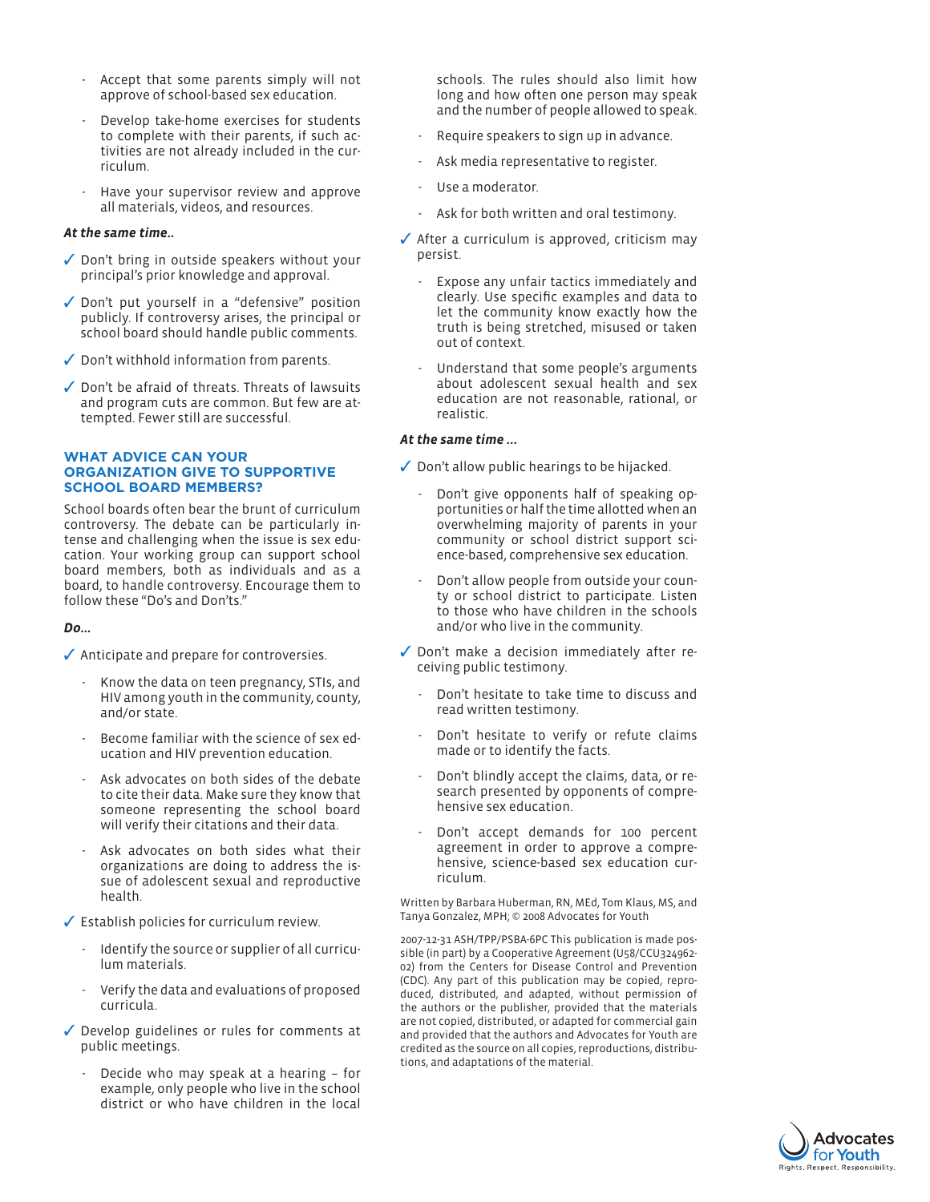- Accept that some parents simply will not approve of school-based sex education.
- Develop take-home exercises for students to complete with their parents, if such activities are not already included in the curriculum.
- Have your supervisor review and approve all materials, videos, and resources.

***At the same time..***

- ✓ Don't bring in outside speakers without your principal's prior knowledge and approval.
- ✓ Don't put yourself in a "defensive" position publicly. If controversy arises, the principal or school board should handle public comments.
- ✓ Don't withhold information from parents.
- ✓ Don't be afraid of threats. Threats of lawsuits and program cuts are common. But few are attempted. Fewer still are successful.

## WHAT ADVICE CAN YOUR ORGANIZATION GIVE TO SUPPORTIVE SCHOOL BOARD MEMBERS?

School boards often bear the brunt of curriculum controversy. The debate can be particularly intense and challenging when the issue is sex education. Your working group can support school board members, both as individuals and as a board, to handle controversy. Encourage them to follow these "Do's and Don'ts."

***Do...***

- ✓ Anticipate and prepare for controversies.
  - Know the data on teen pregnancy, STIs, and HIV among youth in the community, county, and/or state.
  - Become familiar with the science of sex education and HIV prevention education.
  - Ask advocates on both sides of the debate to cite their data. Make sure they know that someone representing the school board will verify their citations and their data.
  - Ask advocates on both sides what their organizations are doing to address the issue of adolescent sexual and reproductive health.
- ✓ Establish policies for curriculum review.
  - Identify the source or supplier of all curriculum materials.
  - Verify the data and evaluations of proposed curricula.
- ✓ Develop guidelines or rules for comments at public meetings.
  - Decide who may speak at a hearing – for example, only people who live in the school district or who have children in the local schools. The rules should also limit how long and how often one person may speak and the number of people allowed to speak.
  - Require speakers to sign up in advance.
  - Ask media representative to register.
  - Use a moderator.
  - Ask for both written and oral testimony.
- ✓ After a curriculum is approved, criticism may persist.
  - Expose any unfair tactics immediately and clearly. Use specific examples and data to let the community know exactly how the truth is being stretched, misused or taken out of context.
  - Understand that some people's arguments about adolescent sexual health and sex education are not reasonable, rational, or realistic.

***At the same time ...***

- ✓ Don't allow public hearings to be hijacked.
  - Don't give opponents half of speaking opportunities or half the time allotted when an overwhelming majority of parents in your community or school district support science-based, comprehensive sex education.
  - Don't allow people from outside your county or school district to participate. Listen to those who have children in the schools and/or who live in the community.
- ✓ Don't make a decision immediately after receiving public testimony.
  - Don't hesitate to take time to discuss and read written testimony.
  - Don't hesitate to verify or refute claims made or to identify the facts.
  - Don't blindly accept the claims, data, or research presented by opponents of comprehensive sex education.
  - Don't accept demands for 100 percent agreement in order to approve a comprehensive, science-based sex education curriculum.

Written by Barbara Huberman, RN, MEd, Tom Klaus, MS, and Tanya Gonzalez, MPH; © 2008 Advocates for Youth

2007-12-31 ASH/TPP/PSBA-6PC This publication is made possible (in part) by a Cooperative Agreement (U58/CCU324962-02) from the Centers for Disease Control and Prevention (CDC). Any part of this publication may be copied, reproduced, distributed, and adapted, without permission of the authors or the publisher, provided that the materials are not copied, distributed, or adapted for commercial gain and provided that the authors and Advocates for Youth are credited as the source on all copies, reproductions, distributions, and adaptations of the material.

Advocates for Youth
Rights. Respect. Responsibility.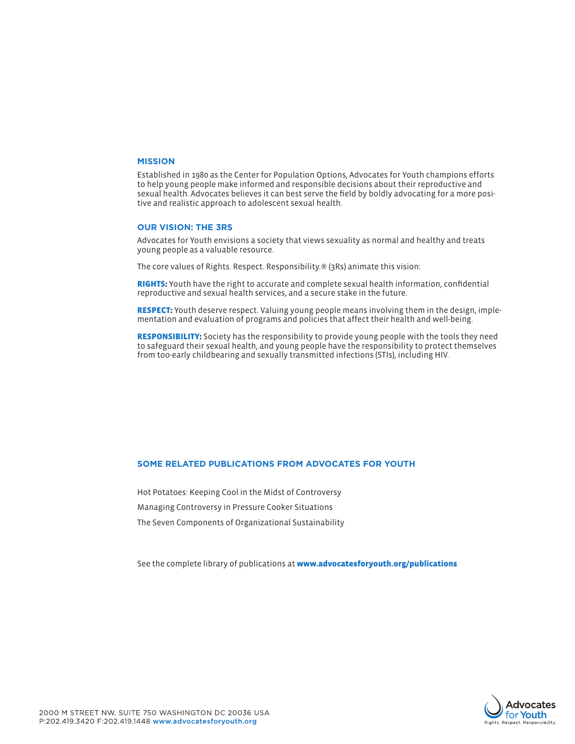## MISSION

Established in 1980 as the Center for Population Options, Advocates for Youth champions efforts to help young people make informed and responsible decisions about their reproductive and sexual health. Advocates believes it can best serve the field by boldly advocating for a more positive and realistic approach to adolescent sexual health.

## OUR VISION: THE 3RS

Advocates for Youth envisions a society that views sexuality as normal and healthy and treats young people as a valuable resource.

The core values of Rights. Respect. Responsibility.® (3Rs) animate this vision:

**RIGHTS:** Youth have the right to accurate and complete sexual health information, confidential reproductive and sexual health services, and a secure stake in the future.

**RESPECT:** Youth deserve respect. Valuing young people means involving them in the design, implementation and evaluation of programs and policies that affect their health and well-being.

**RESPONSIBILITY:** Society has the responsibility to provide young people with the tools they need to safeguard their sexual health, and young people have the responsibility to protect themselves from too-early childbearing and sexually transmitted infections (STIs), including HIV.

## SOME RELATED PUBLICATIONS FROM ADVOCATES FOR YOUTH

Hot Potatoes: Keeping Cool in the Midst of Controversy

Managing Controversy in Pressure Cooker Situations

The Seven Components of Organizational Sustainability

See the complete library of publications at **www.advocatesforyouth.org/publications**

2000 M STREET NW, SUITE 750 WASHINGTON DC 20036 USA
P:202.419.3420 F:202.419.1448 www.advocatesforyouth.org

Advocates for Youth
Rights. Respect. Responsibility.